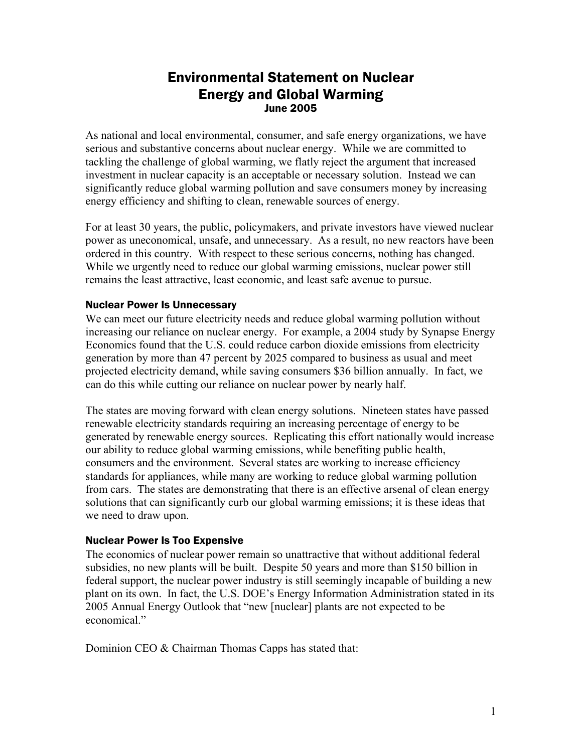# Environmental Statement on Nuclear Energy and Global Warming

**June 2005**

As national and local environmental, consumer, and safe energy organizations, we have serious and substantive concerns about nuclear energy. While we are committed to tackling the challenge of global warming, we flatly reject the argument that increased investment in nuclear capacity is an acceptable or necessary solution. Instead we can significantly reduce global warming pollution and save consumers money by increasing energy efficiency and shifting to clean, renewable sources of energy.

For at least 30 years, the public, policymakers, and private investors have viewed nuclear power as uneconomical, unsafe, and unnecessary. As a result, no new reactors have been ordered in this country. With respect to these serious concerns, nothing has changed. While we urgently need to reduce our global warming emissions, nuclear power still remains the least attractive, least economic, and least safe avenue to pursue.

### Nuclear Power Is Unnecessary

We can meet our future electricity needs and reduce global warming pollution without increasing our reliance on nuclear energy. For example, a 2004 study by Synapse Energy Economics found that the U.S. could reduce carbon dioxide emissions from electricity generation by more than 47 percent by 2025 compared to business as usual and meet projected electricity demand, while saving consumers $36 billion annually. In fact, we can do this while cutting our reliance on nuclear power by nearly half.

The states are moving forward with clean energy solutions. Nineteen states have passed renewable electricity standards requiring an increasing percentage of energy to be generated by renewable energy sources. Replicating this effort nationally would increase our ability to reduce global warming emissions, while benefiting public health, consumers and the environment. Several states are working to increase efficiency standards for appliances, while many are working to reduce global warming pollution from cars. The states are demonstrating that there is an effective arsenal of clean energy solutions that can significantly curb our global warming emissions; it is these ideas that we need to draw upon.

### Nuclear Power Is Too Expensive

The economics of nuclear power remain so unattractive that without additional federal subsidies, no new plants will be built. Despite 50 years and more than $150 billion in federal support, the nuclear power industry is still seemingly incapable of building a new plant on its own. In fact, the U.S. DOE's Energy Information Administration stated in its 2005 Annual Energy Outlook that "new [nuclear] plants are not expected to be economical."

Dominion CEO & Chairman Thomas Capps has stated that: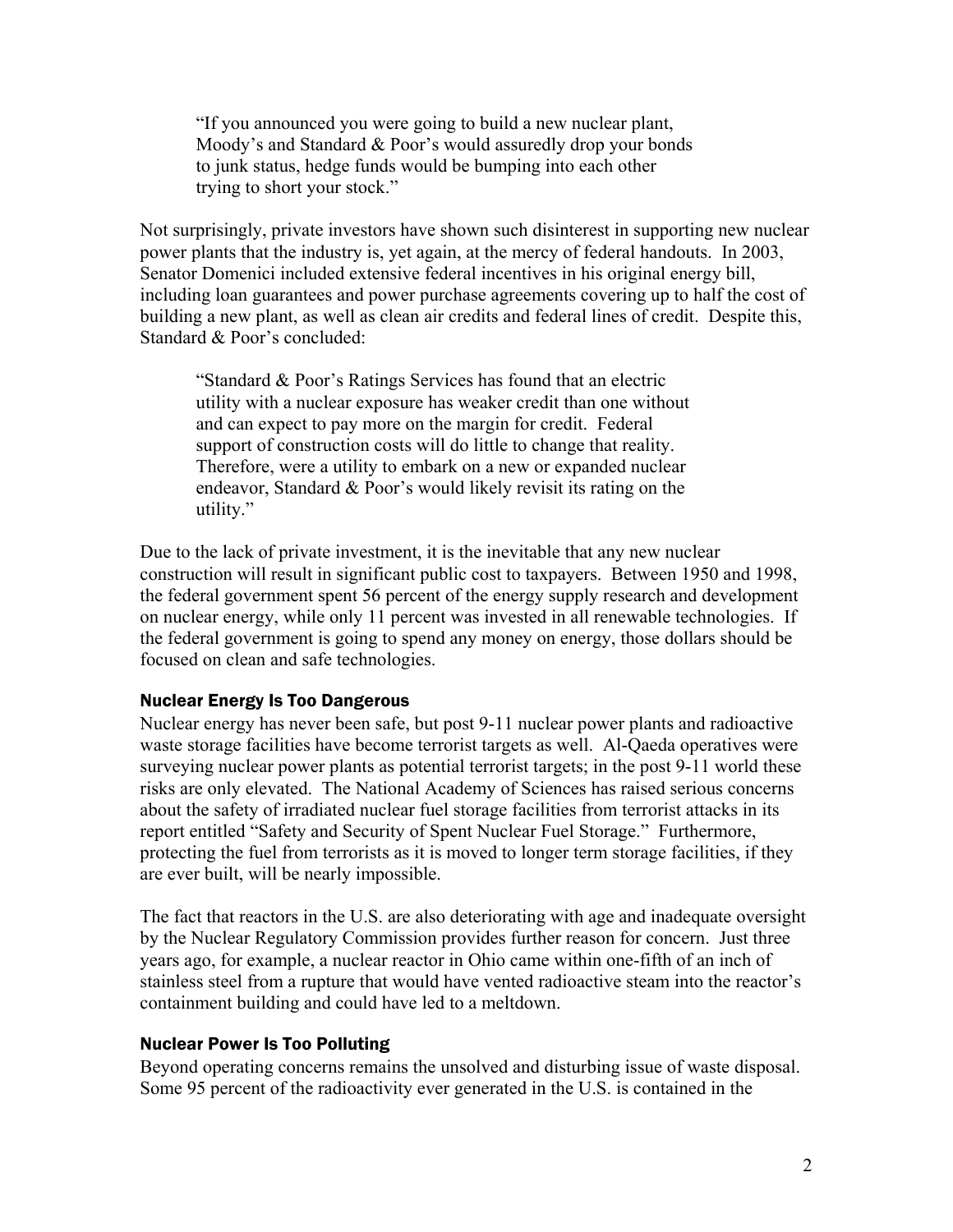> "If you announced you were going to build a new nuclear plant, Moody's and Standard & Poor's would assuredly drop your bonds to junk status, hedge funds would be bumping into each other trying to short your stock."

Not surprisingly, private investors have shown such disinterest in supporting new nuclear power plants that the industry is, yet again, at the mercy of federal handouts. In 2003, Senator Domenici included extensive federal incentives in his original energy bill, including loan guarantees and power purchase agreements covering up to half the cost of building a new plant, as well as clean air credits and federal lines of credit. Despite this, Standard & Poor's concluded:

> "Standard & Poor's Ratings Services has found that an electric utility with a nuclear exposure has weaker credit than one without and can expect to pay more on the margin for credit. Federal support of construction costs will do little to change that reality. Therefore, were a utility to embark on a new or expanded nuclear endeavor, Standard & Poor's would likely revisit its rating on the utility."

Due to the lack of private investment, it is the inevitable that any new nuclear construction will result in significant public cost to taxpayers. Between 1950 and 1998, the federal government spent 56 percent of the energy supply research and development on nuclear energy, while only 11 percent was invested in all renewable technologies. If the federal government is going to spend any money on energy, those dollars should be focused on clean and safe technologies.

### Nuclear Energy Is Too Dangerous

Nuclear energy has never been safe, but post 9-11 nuclear power plants and radioactive waste storage facilities have become terrorist targets as well. Al-Qaeda operatives were surveying nuclear power plants as potential terrorist targets; in the post 9-11 world these risks are only elevated. The National Academy of Sciences has raised serious concerns about the safety of irradiated nuclear fuel storage facilities from terrorist attacks in its report entitled "Safety and Security of Spent Nuclear Fuel Storage." Furthermore, protecting the fuel from terrorists as it is moved to longer term storage facilities, if they are ever built, will be nearly impossible.

The fact that reactors in the U.S. are also deteriorating with age and inadequate oversight by the Nuclear Regulatory Commission provides further reason for concern. Just three years ago, for example, a nuclear reactor in Ohio came within one-fifth of an inch of stainless steel from a rupture that would have vented radioactive steam into the reactor's containment building and could have led to a meltdown.

### Nuclear Power Is Too Polluting

Beyond operating concerns remains the unsolved and disturbing issue of waste disposal. Some 95 percent of the radioactivity ever generated in the U.S. is contained in the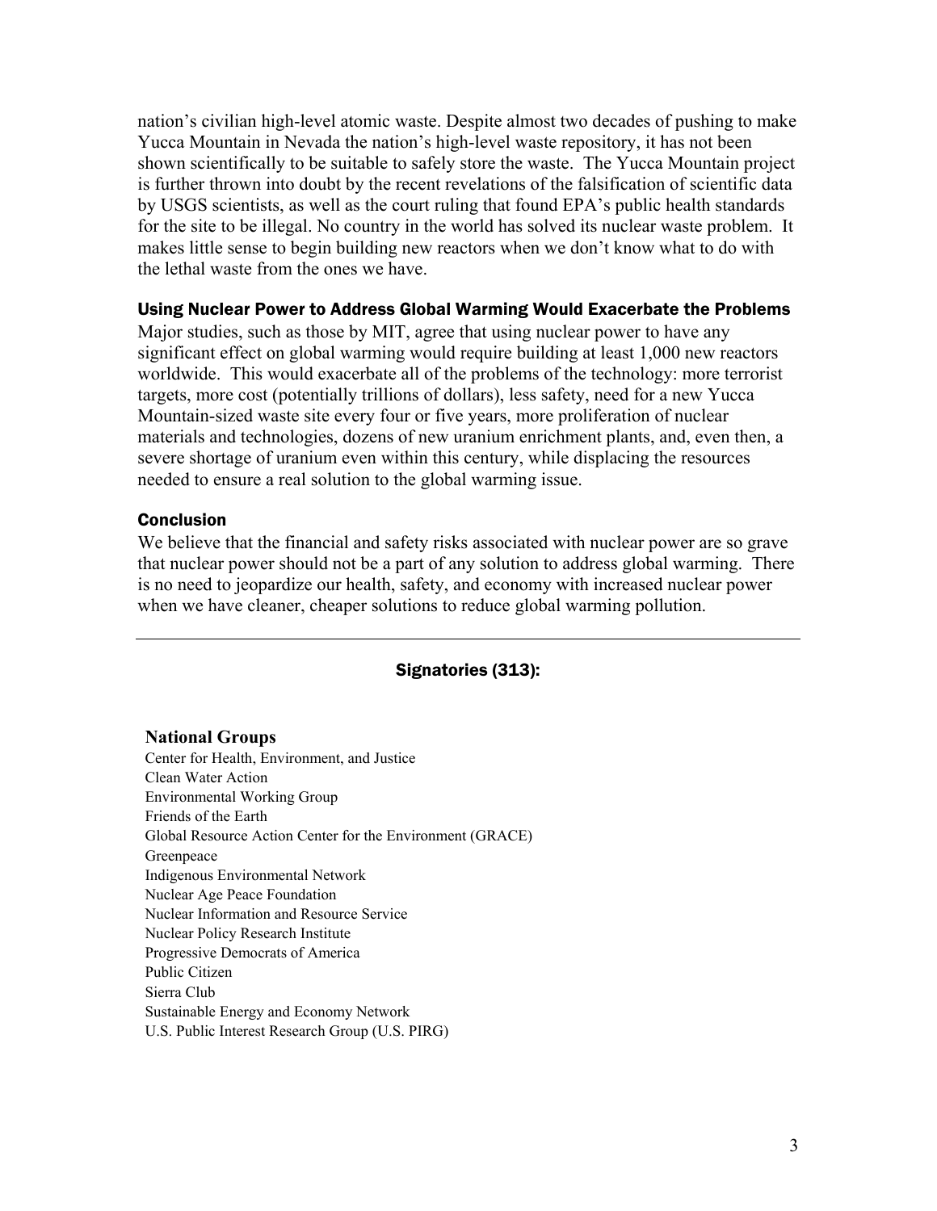nation's civilian high-level atomic waste. Despite almost two decades of pushing to make Yucca Mountain in Nevada the nation's high-level waste repository, it has not been shown scientifically to be suitable to safely store the waste. The Yucca Mountain project is further thrown into doubt by the recent revelations of the falsification of scientific data by USGS scientists, as well as the court ruling that found EPA's public health standards for the site to be illegal. No country in the world has solved its nuclear waste problem. It makes little sense to begin building new reactors when we don't know what to do with the lethal waste from the ones we have.

### Using Nuclear Power to Address Global Warming Would Exacerbate the Problems

Major studies, such as those by MIT, agree that using nuclear power to have any significant effect on global warming would require building at least 1,000 new reactors worldwide. This would exacerbate all of the problems of the technology: more terrorist targets, more cost (potentially trillions of dollars), less safety, need for a new Yucca Mountain-sized waste site every four or five years, more proliferation of nuclear materials and technologies, dozens of new uranium enrichment plants, and, even then, a severe shortage of uranium even within this century, while displacing the resources needed to ensure a real solution to the global warming issue.

### Conclusion

We believe that the financial and safety risks associated with nuclear power are so grave that nuclear power should not be a part of any solution to address global warming. There is no need to jeopardize our health, safety, and economy with increased nuclear power when we have cleaner, cheaper solutions to reduce global warming pollution.

---

## Signatories (313):

### National Groups

Center for Health, Environment, and Justice
Clean Water Action
Environmental Working Group
Friends of the Earth
Global Resource Action Center for the Environment (GRACE)
Greenpeace
Indigenous Environmental Network
Nuclear Age Peace Foundation
Nuclear Information and Resource Service
Nuclear Policy Research Institute
Progressive Democrats of America
Public Citizen
Sierra Club
Sustainable Energy and Economy Network
U.S. Public Interest Research Group (U.S. PIRG)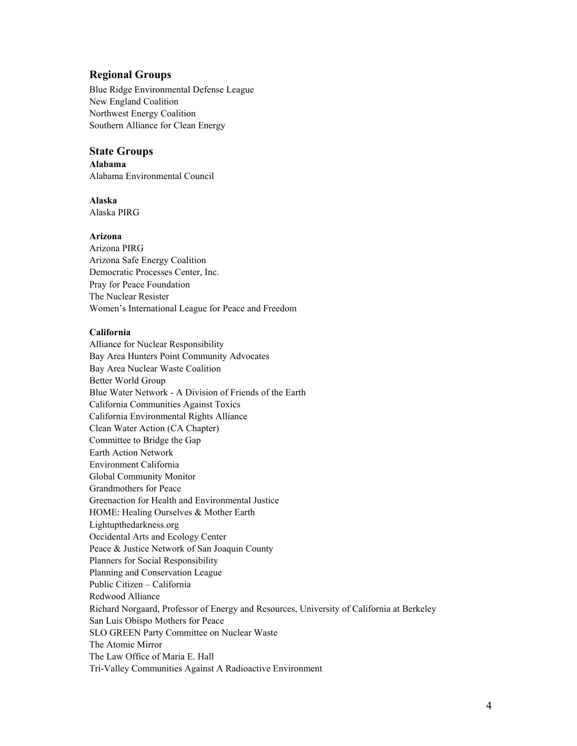## Regional Groups

Blue Ridge Environmental Defense League
New England Coalition
Northwest Energy Coalition
Southern Alliance for Clean Energy

## State Groups

**Alabama**
Alabama Environmental Council

**Alaska**
Alaska PIRG

**Arizona**
Arizona PIRG
Arizona Safe Energy Coalition
Democratic Processes Center, Inc.
Pray for Peace Foundation
The Nuclear Resister
Women's International League for Peace and Freedom

**California**
Alliance for Nuclear Responsibility
Bay Area Hunters Point Community Advocates
Bay Area Nuclear Waste Coalition
Better World Group
Blue Water Network - A Division of Friends of the Earth
California Communities Against Toxics
California Environmental Rights Alliance
Clean Water Action (CA Chapter)
Committee to Bridge the Gap
Earth Action Network
Environment California
Global Community Monitor
Grandmothers for Peace
Greenaction for Health and Environmental Justice
HOME: Healing Ourselves & Mother Earth
Lightupthedarkness.org
Occidental Arts and Ecology Center
Peace & Justice Network of San Joaquin County
Planners for Social Responsibility
Planning and Conservation League
Public Citizen – California
Redwood Alliance
Richard Norgaard, Professor of Energy and Resources, University of California at Berkeley
San Luis Obispo Mothers for Peace
SLO GREEN Party Committee on Nuclear Waste
The Atomic Mirror
The Law Office of Maria E. Hall
Tri-Valley Communities Against A Radioactive Environment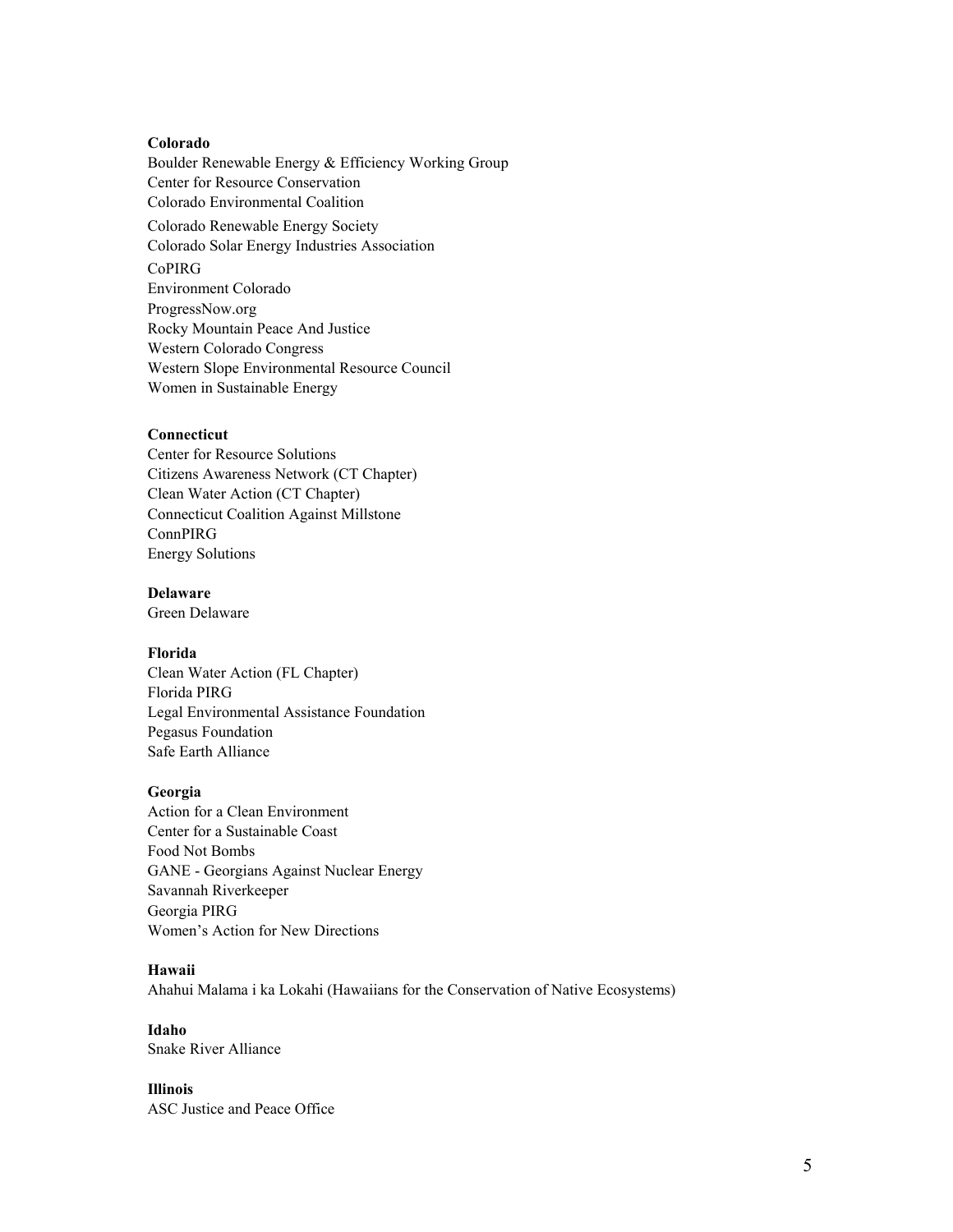**Colorado**

Boulder Renewable Energy & Efficiency Working Group
Center for Resource Conservation
Colorado Environmental Coalition
Colorado Renewable Energy Society
Colorado Solar Energy Industries Association
CoPIRG
Environment Colorado
ProgressNow.org
Rocky Mountain Peace And Justice
Western Colorado Congress
Western Slope Environmental Resource Council
Women in Sustainable Energy

**Connecticut**

Center for Resource Solutions
Citizens Awareness Network (CT Chapter)
Clean Water Action (CT Chapter)
Connecticut Coalition Against Millstone
ConnPIRG
Energy Solutions

**Delaware**

Green Delaware

**Florida**

Clean Water Action (FL Chapter)
Florida PIRG
Legal Environmental Assistance Foundation
Pegasus Foundation
Safe Earth Alliance

**Georgia**

Action for a Clean Environment
Center for a Sustainable Coast
Food Not Bombs
GANE - Georgians Against Nuclear Energy
Savannah Riverkeeper
Georgia PIRG
Women's Action for New Directions

**Hawaii**

Ahahui Malama i ka Lokahi (Hawaiians for the Conservation of Native Ecosystems)

**Idaho**

Snake River Alliance

**Illinois**

ASC Justice and Peace Office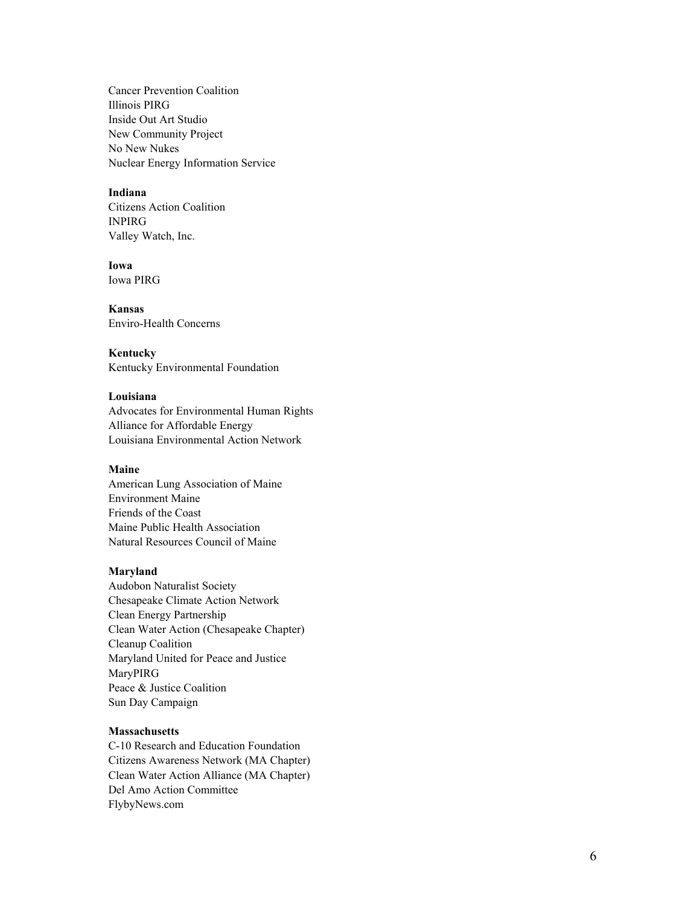Cancer Prevention Coalition  
Illinois PIRG  
Inside Out Art Studio  
New Community Project  
No New Nukes  
Nuclear Energy Information Service

**Indiana**  
Citizens Action Coalition  
INPIRG  
Valley Watch, Inc.

**Iowa**  
Iowa PIRG

**Kansas**  
Enviro-Health Concerns

**Kentucky**  
Kentucky Environmental Foundation

**Louisiana**  
Advocates for Environmental Human Rights  
Alliance for Affordable Energy  
Louisiana Environmental Action Network

**Maine**  
American Lung Association of Maine  
Environment Maine  
Friends of the Coast  
Maine Public Health Association  
Natural Resources Council of Maine

**Maryland**  
Audobon Naturalist Society  
Chesapeake Climate Action Network  
Clean Energy Partnership  
Clean Water Action (Chesapeake Chapter)  
Cleanup Coalition  
Maryland United for Peace and Justice  
MaryPIRG  
Peace & Justice Coalition  
Sun Day Campaign

**Massachusetts**  
C-10 Research and Education Foundation  
Citizens Awareness Network (MA Chapter)  
Clean Water Action Alliance (MA Chapter)  
Del Amo Action Committee  
FlybyNews.com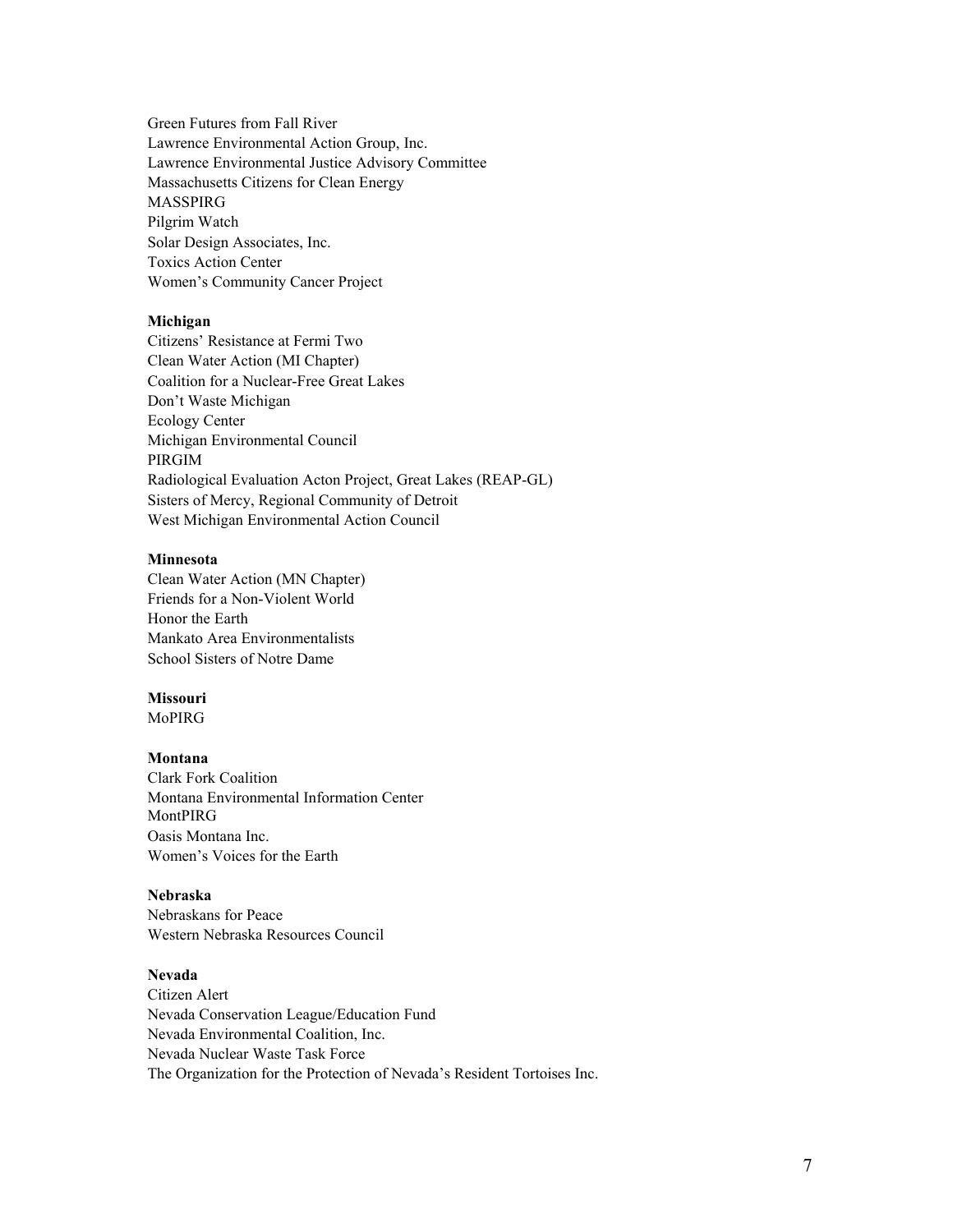Green Futures from Fall River
Lawrence Environmental Action Group, Inc.
Lawrence Environmental Justice Advisory Committee
Massachusetts Citizens for Clean Energy
MASSPIRG
Pilgrim Watch
Solar Design Associates, Inc.
Toxics Action Center
Women's Community Cancer Project

**Michigan**
Citizens' Resistance at Fermi Two
Clean Water Action (MI Chapter)
Coalition for a Nuclear-Free Great Lakes
Don't Waste Michigan
Ecology Center
Michigan Environmental Council
PIRGIM
Radiological Evaluation Acton Project, Great Lakes (REAP-GL)
Sisters of Mercy, Regional Community of Detroit
West Michigan Environmental Action Council

**Minnesota**
Clean Water Action (MN Chapter)
Friends for a Non-Violent World
Honor the Earth
Mankato Area Environmentalists
School Sisters of Notre Dame

**Missouri**
MoPIRG

**Montana**
Clark Fork Coalition
Montana Environmental Information Center
MontPIRG
Oasis Montana Inc.
Women's Voices for the Earth

**Nebraska**
Nebraskans for Peace
Western Nebraska Resources Council

**Nevada**
Citizen Alert
Nevada Conservation League/Education Fund
Nevada Environmental Coalition, Inc.
Nevada Nuclear Waste Task Force
The Organization for the Protection of Nevada's Resident Tortoises Inc.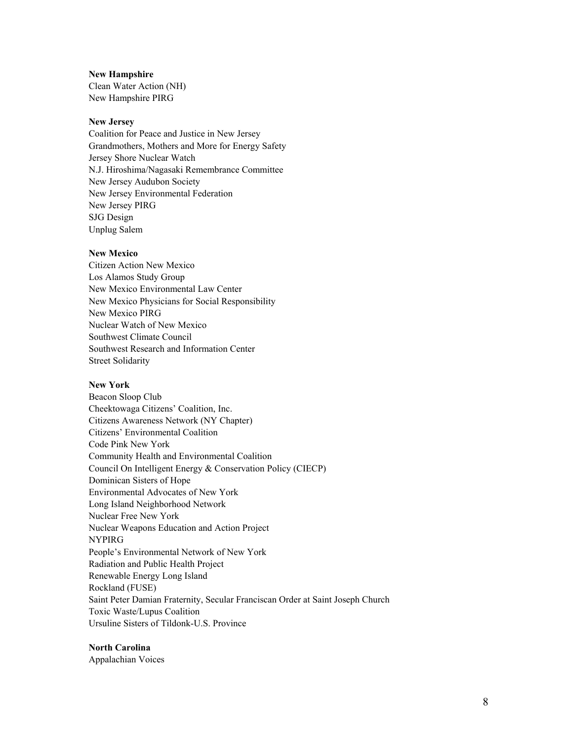**New Hampshire**
Clean Water Action (NH)
New Hampshire PIRG

**New Jersey**
Coalition for Peace and Justice in New Jersey
Grandmothers, Mothers and More for Energy Safety
Jersey Shore Nuclear Watch
N.J. Hiroshima/Nagasaki Remembrance Committee
New Jersey Audubon Society
New Jersey Environmental Federation
New Jersey PIRG
SJG Design
Unplug Salem

**New Mexico**
Citizen Action New Mexico
Los Alamos Study Group
New Mexico Environmental Law Center
New Mexico Physicians for Social Responsibility
New Mexico PIRG
Nuclear Watch of New Mexico
Southwest Climate Council
Southwest Research and Information Center
Street Solidarity

**New York**
Beacon Sloop Club
Cheektowaga Citizens' Coalition, Inc.
Citizens Awareness Network (NY Chapter)
Citizens' Environmental Coalition
Code Pink New York
Community Health and Environmental Coalition
Council On Intelligent Energy & Conservation Policy (CIECP)
Dominican Sisters of Hope
Environmental Advocates of New York
Long Island Neighborhood Network
Nuclear Free New York
Nuclear Weapons Education and Action Project
NYPIRG
People's Environmental Network of New York
Radiation and Public Health Project
Renewable Energy Long Island
Rockland (FUSE)
Saint Peter Damian Fraternity, Secular Franciscan Order at Saint Joseph Church
Toxic Waste/Lupus Coalition
Ursuline Sisters of Tildonk-U.S. Province

**North Carolina**
Appalachian Voices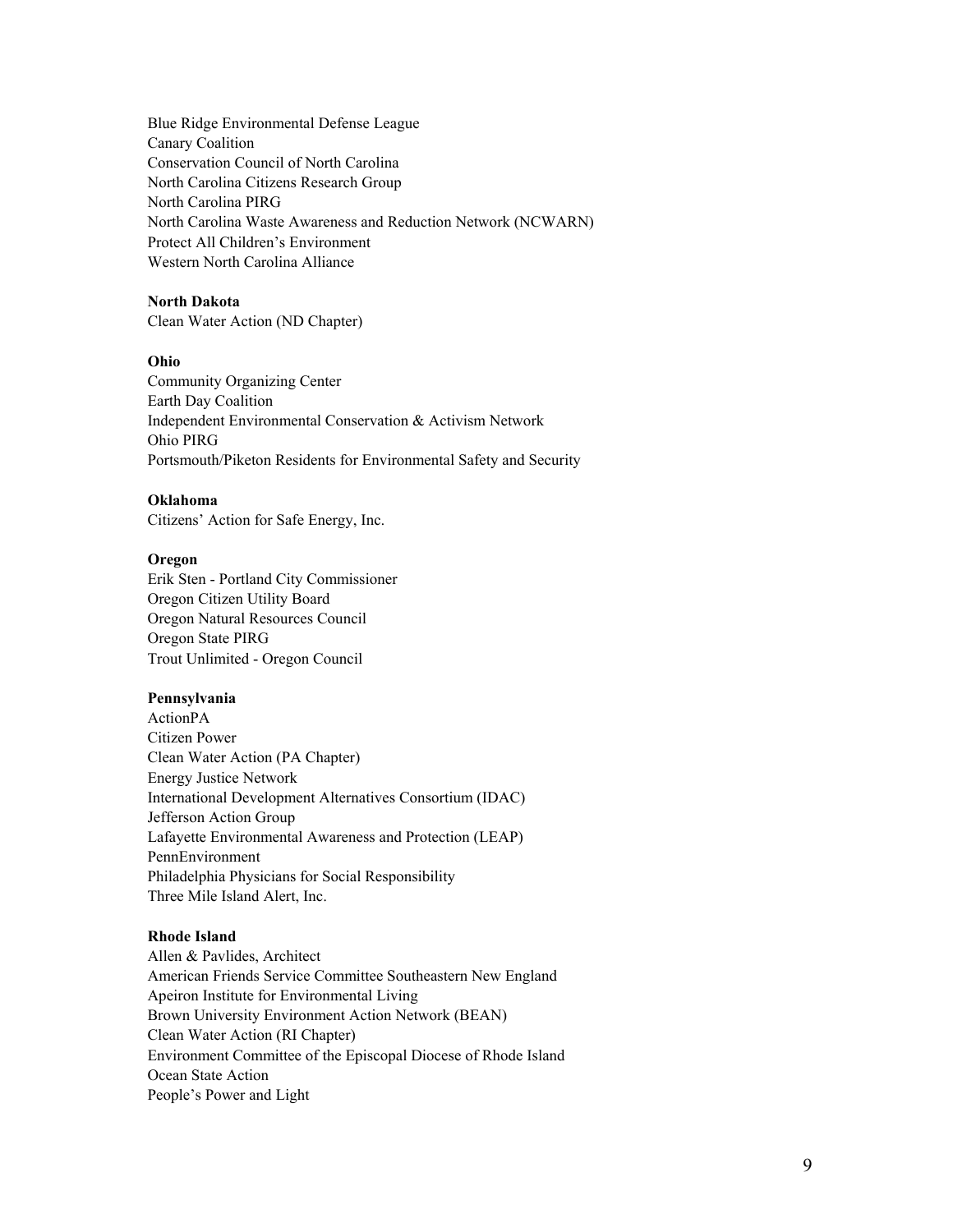Blue Ridge Environmental Defense League
Canary Coalition
Conservation Council of North Carolina
North Carolina Citizens Research Group
North Carolina PIRG
North Carolina Waste Awareness and Reduction Network (NCWARN)
Protect All Children's Environment
Western North Carolina Alliance

**North Dakota**
Clean Water Action (ND Chapter)

**Ohio**
Community Organizing Center
Earth Day Coalition
Independent Environmental Conservation & Activism Network
Ohio PIRG
Portsmouth/Piketon Residents for Environmental Safety and Security

**Oklahoma**
Citizens' Action for Safe Energy, Inc.

**Oregon**
Erik Sten - Portland City Commissioner
Oregon Citizen Utility Board
Oregon Natural Resources Council
Oregon State PIRG
Trout Unlimited - Oregon Council

**Pennsylvania**
ActionPA
Citizen Power
Clean Water Action (PA Chapter)
Energy Justice Network
International Development Alternatives Consortium (IDAC)
Jefferson Action Group
Lafayette Environmental Awareness and Protection (LEAP)
PennEnvironment
Philadelphia Physicians for Social Responsibility
Three Mile Island Alert, Inc.

**Rhode Island**
Allen & Pavlides, Architect
American Friends Service Committee Southeastern New England
Apeiron Institute for Environmental Living
Brown University Environment Action Network (BEAN)
Clean Water Action (RI Chapter)
Environment Committee of the Episcopal Diocese of Rhode Island
Ocean State Action
People's Power and Light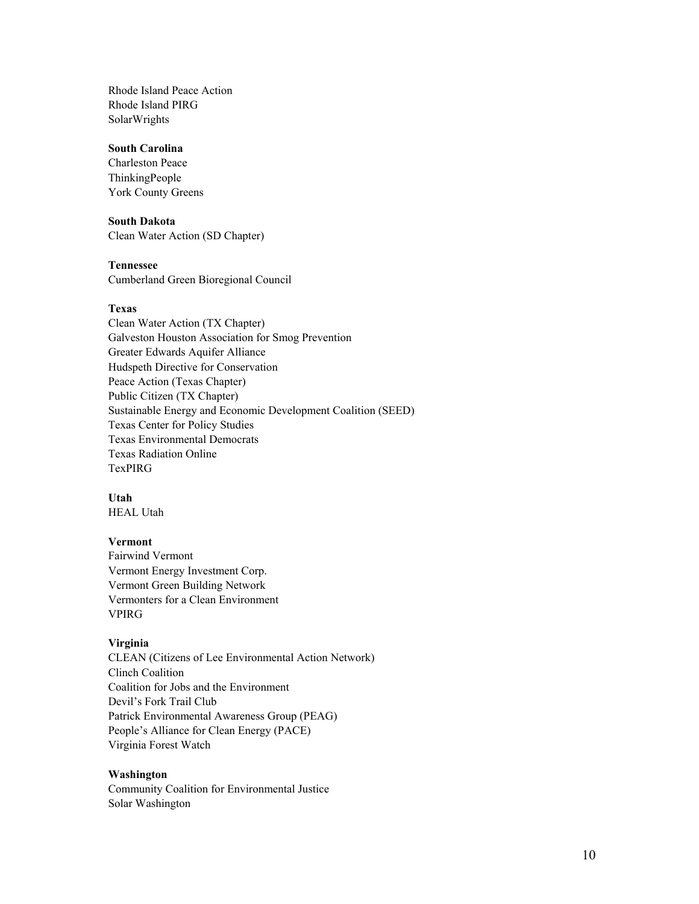Rhode Island Peace Action
Rhode Island PIRG
SolarWrights

**South Carolina**
Charleston Peace
ThinkingPeople
York County Greens

**South Dakota**
Clean Water Action (SD Chapter)

**Tennessee**
Cumberland Green Bioregional Council

**Texas**
Clean Water Action (TX Chapter)
Galveston Houston Association for Smog Prevention
Greater Edwards Aquifer Alliance
Hudspeth Directive for Conservation
Peace Action (Texas Chapter)
Public Citizen (TX Chapter)
Sustainable Energy and Economic Development Coalition (SEED)
Texas Center for Policy Studies
Texas Environmental Democrats
Texas Radiation Online
TexPIRG

**Utah**
HEAL Utah

**Vermont**
Fairwind Vermont
Vermont Energy Investment Corp.
Vermont Green Building Network
Vermonters for a Clean Environment
VPIRG

**Virginia**
CLEAN (Citizens of Lee Environmental Action Network)
Clinch Coalition
Coalition for Jobs and the Environment
Devil's Fork Trail Club
Patrick Environmental Awareness Group (PEAG)
People's Alliance for Clean Energy (PACE)
Virginia Forest Watch

**Washington**
Community Coalition for Environmental Justice
Solar Washington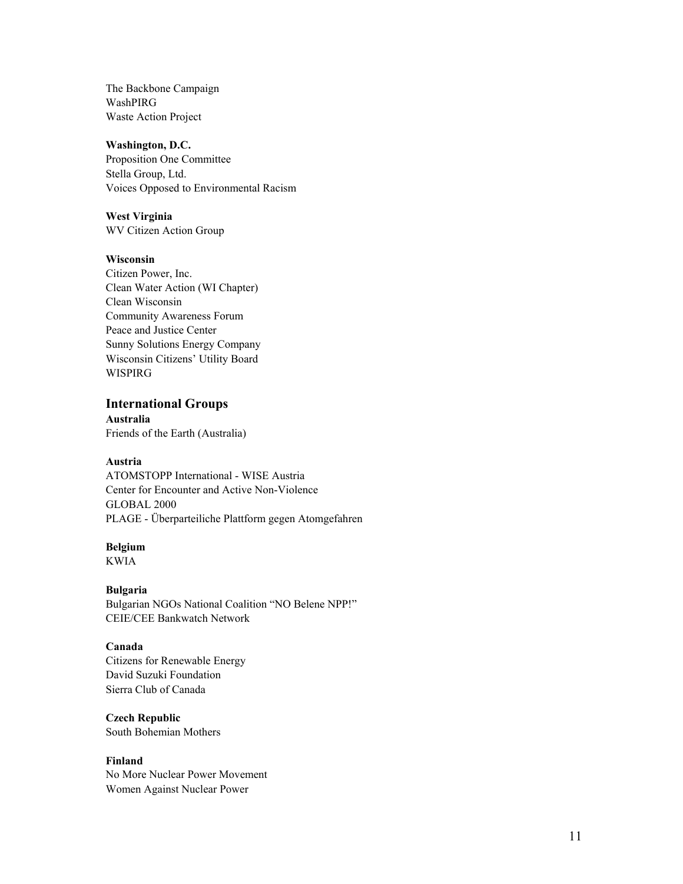The Backbone Campaign
WashPIRG
Waste Action Project

**Washington, D.C.**
Proposition One Committee
Stella Group, Ltd.
Voices Opposed to Environmental Racism

**West Virginia**
WV Citizen Action Group

**Wisconsin**
Citizen Power, Inc.
Clean Water Action (WI Chapter)
Clean Wisconsin
Community Awareness Forum
Peace and Justice Center
Sunny Solutions Energy Company
Wisconsin Citizens' Utility Board
WISPIRG

## International Groups

**Australia**
Friends of the Earth (Australia)

**Austria**
ATOMSTOPP International - WISE Austria
Center for Encounter and Active Non-Violence
GLOBAL 2000
PLAGE - Überparteiliche Plattform gegen Atomgefahren

**Belgium**
KWIA

**Bulgaria**
Bulgarian NGOs National Coalition "NO Belene NPP!"
CEIE/CEE Bankwatch Network

**Canada**
Citizens for Renewable Energy
David Suzuki Foundation
Sierra Club of Canada

**Czech Republic**
South Bohemian Mothers

**Finland**
No More Nuclear Power Movement
Women Against Nuclear Power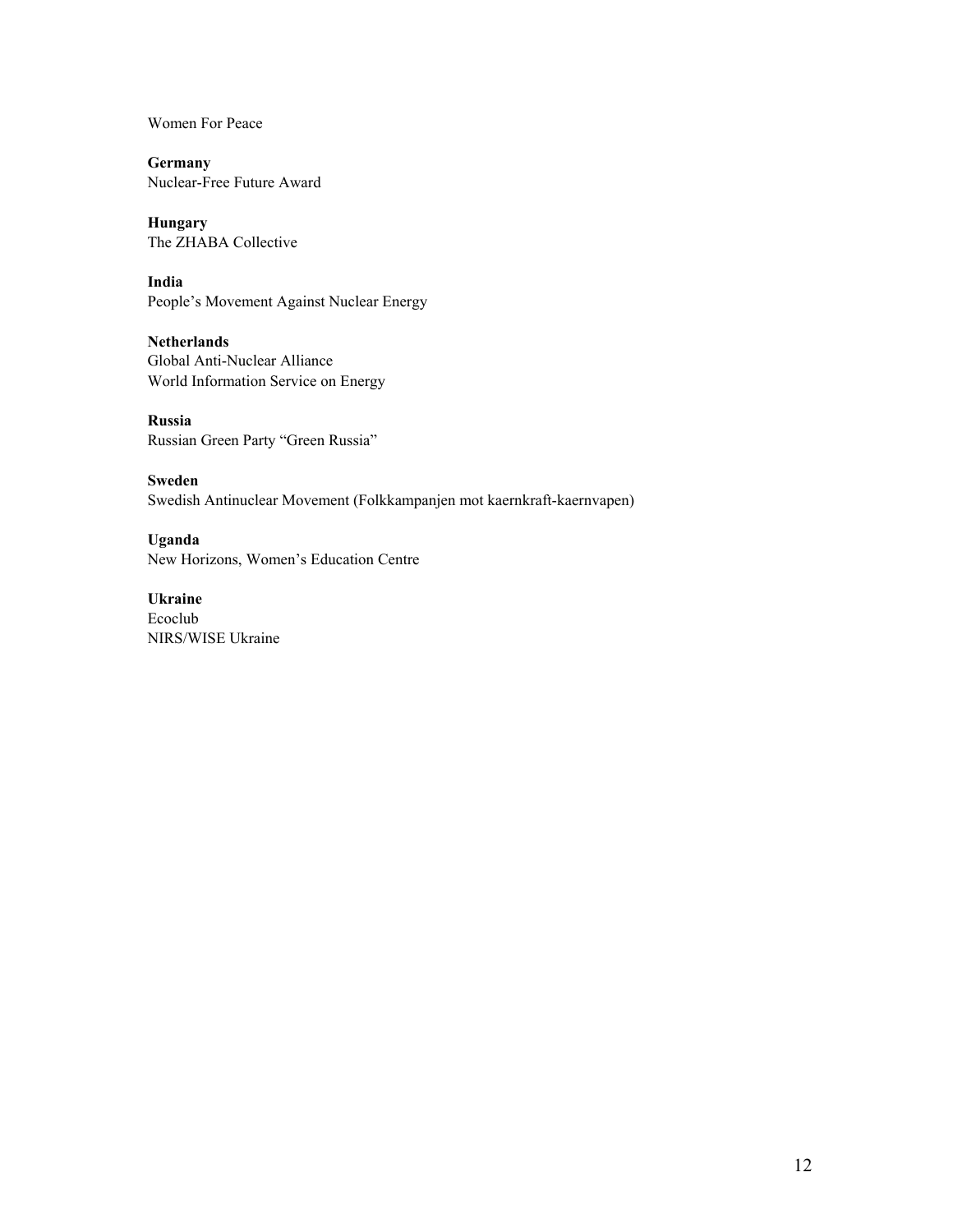Women For Peace

**Germany**
Nuclear-Free Future Award

**Hungary**
The ZHABA Collective

**India**
People's Movement Against Nuclear Energy

**Netherlands**
Global Anti-Nuclear Alliance
World Information Service on Energy

**Russia**
Russian Green Party "Green Russia"

**Sweden**
Swedish Antinuclear Movement (Folkkampanjen mot kaernkraft-kaernvapen)

**Uganda**
New Horizons, Women's Education Centre

**Ukraine**
Ecoclub
NIRS/WISE Ukraine